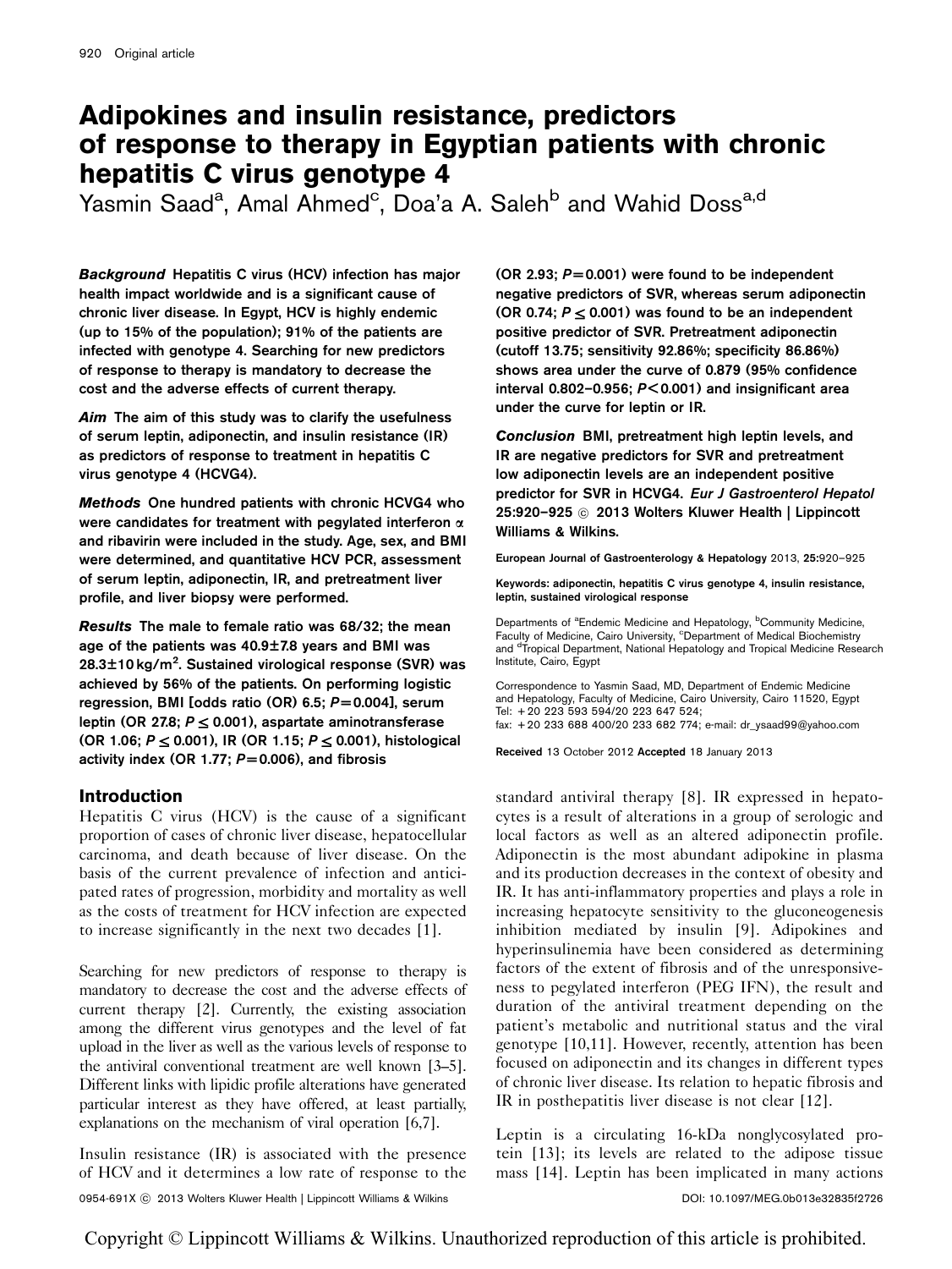# Adipokines and insulin resistance, predictors of response to therapy in Egyptian patients with chronic hepatitis C virus genotype 4

Yasmin Saad[a], Amal Ahmed[c], Doa'a A. Saleh[b] and Wahid Doss[a,d]

***Background*** **Hepatitis C virus (HCV) infection has major health impact worldwide and is a significant cause of chronic liver disease. In Egypt, HCV is highly endemic (up to 15% of the population); 91% of the patients are infected with genotype 4. Searching for new predictors of response to therapy is mandatory to decrease the cost and the adverse effects of current therapy.**

***Aim*** **The aim of this study was to clarify the usefulness of serum leptin, adiponectin, and insulin resistance (IR) as predictors of response to treatment in hepatitis C virus genotype 4 (HCVG4).**

***Methods*** **One hundred patients with chronic HCVG4 who were candidates for treatment with pegylated interferon α and ribavirin were included in the study. Age, sex, and BMI were determined, and quantitative HCV PCR, assessment of serum leptin, adiponectin, IR, and pretreatment liver profile, and liver biopsy were performed.**

***Results*** **The male to female ratio was 68/32; the mean age of the patients was 40.9±7.8 years and BMI was 28.3±10 kg/m$^2$. Sustained virological response (SVR) was achieved by 56% of the patients. On performing logistic regression, BMI [odds ratio (OR) 6.5; $P=0.004$], serum leptin (OR 27.8; $P\leq 0.001$), aspartate aminotransferase (OR 1.06; $P\leq 0.001$), IR (OR 1.15; $P\leq 0.001$), histological activity index (OR 1.77; $P=0.006$), and fibrosis (OR 2.93; $P=0.001$) were found to be independent negative predictors of SVR, whereas serum adiponectin (OR 0.74; $P\leq 0.001$) was found to be an independent positive predictor of SVR. Pretreatment adiponectin (cutoff 13.75; sensitivity 92.86%; specificity 86.86%) shows area under the curve of 0.879 (95% confidence interval 0.802–0.956; $P<0.001$) and insignificant area under the curve for leptin or IR.**

***Conclusion*** **BMI, pretreatment high leptin levels, and IR are negative predictors for SVR and pretreatment low adiponectin levels are an independent positive predictor for SVR in HCVG4.** ***Eur J Gastroenterol Hepatol*** **25:920–925 © 2013 Wolters Kluwer Health | Lippincott Williams & Wilkins.**

European Journal of Gastroenterology & Hepatology 2013, **25**:920–925

Keywords: adiponectin, hepatitis C virus genotype 4, insulin resistance, leptin, sustained virological response

Departments of [a]Endemic Medicine and Hepatology, [b]Community Medicine, Faculty of Medicine, Cairo University, [c]Department of Medical Biochemistry and [d]Tropical Department, National Hepatology and Tropical Medicine Research Institute, Cairo, Egypt

Correspondence to Yasmin Saad, MD, Department of Endemic Medicine and Hepatology, Faculty of Medicine, Cairo University, Cairo 11520, Egypt
Tel: +20 223 593 594/20 223 647 524;
fax: +20 233 688 400/20 233 682 774; e-mail: dr_ysaad99@yahoo.com

Received 13 October 2012 Accepted 18 January 2013

## Introduction

Hepatitis C virus (HCV) is the cause of a significant proportion of cases of chronic liver disease, hepatocellular carcinoma, and death because of liver disease. On the basis of the current prevalence of infection and anticipated rates of progression, morbidity and mortality as well as the costs of treatment for HCV infection are expected to increase significantly in the next two decades [1].

Searching for new predictors of response to therapy is mandatory to decrease the cost and the adverse effects of current therapy [2]. Currently, the existing association among the different virus genotypes and the level of fat upload in the liver as well as the various levels of response to the antiviral conventional treatment are well known [3–5]. Different links with lipidic profile alterations have generated particular interest as they have offered, at least partially, explanations on the mechanism of viral operation [6,7].

Insulin resistance (IR) is associated with the presence of HCV and it determines a low rate of response to the standard antiviral therapy [8]. IR expressed in hepatocytes is a result of alterations in a group of serologic and local factors as well as an altered adiponectin profile. Adiponectin is the most abundant adipokine in plasma and its production decreases in the context of obesity and IR. It has anti-inflammatory properties and plays a role in increasing hepatocyte sensitivity to the gluconeogenesis inhibition mediated by insulin [9]. Adipokines and hyperinsulinemia have been considered as determining factors of the extent of fibrosis and of the unresponsiveness to pegylated interferon (PEG IFN), the result and duration of the antiviral treatment depending on the patient's metabolic and nutritional status and the viral genotype [10,11]. However, recently, attention has been focused on adiponectin and its changes in different types of chronic liver disease. Its relation to hepatic fibrosis and IR in posthepatitis liver disease is not clear [12].

Leptin is a circulating 16-kDa nonglycosylated protein [13]; its levels are related to the adipose tissue mass [14]. Leptin has been implicated in many actions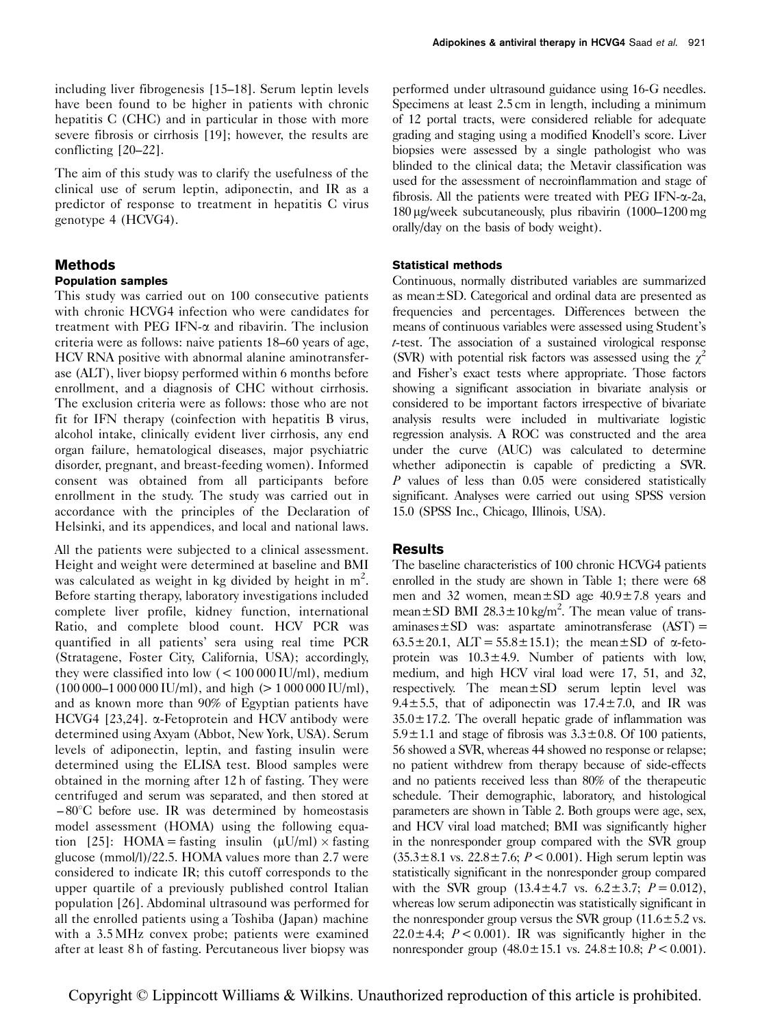including liver fibrogenesis [15–18]. Serum leptin levels have been found to be higher in patients with chronic hepatitis C (CHC) and in particular in those with more severe fibrosis or cirrhosis [19]; however, the results are conflicting [20–22].

The aim of this study was to clarify the usefulness of the clinical use of serum leptin, adiponectin, and IR as a predictor of response to treatment in hepatitis C virus genotype 4 (HCVG4).

## Methods

### Population samples

This study was carried out on 100 consecutive patients with chronic HCVG4 infection who were candidates for treatment with PEG IFN-α and ribavirin. The inclusion criteria were as follows: naive patients 18–60 years of age, HCV RNA positive with abnormal alanine aminotransferase (ALT), liver biopsy performed within 6 months before enrollment, and a diagnosis of CHC without cirrhosis. The exclusion criteria were as follows: those who are not fit for IFN therapy (coinfection with hepatitis B virus, alcohol intake, clinically evident liver cirrhosis, any end organ failure, hematological diseases, major psychiatric disorder, pregnant, and breast-feeding women). Informed consent was obtained from all participants before enrollment in the study. The study was carried out in accordance with the principles of the Declaration of Helsinki, and its appendices, and local and national laws.

All the patients were subjected to a clinical assessment. Height and weight were determined at baseline and BMI was calculated as weight in kg divided by height in $m^2$. Before starting therapy, laboratory investigations included complete liver profile, kidney function, international Ratio, and complete blood count. HCV PCR was quantified in all patients' sera using real time PCR (Stratagene, Foster City, California, USA); accordingly, they were classified into low (< 100 000 IU/ml), medium (100 000–1 000 000 IU/ml), and high (> 1 000 000 IU/ml), and as known more than 90% of Egyptian patients have HCVG4 [23,24]. α-Fetoprotein and HCV antibody were determined using Axyam (Abbot, New York, USA). Serum levels of adiponectin, leptin, and fasting insulin were determined using the ELISA test. Blood samples were obtained in the morning after 12 h of fasting. They were centrifuged and serum was separated, and then stored at −80°C before use. IR was determined by homeostasis model assessment (HOMA) using the following equation [25]: HOMA = fasting insulin (μU/ml) × fasting glucose (mmol/l)/22.5. HOMA values more than 2.7 were considered to indicate IR; this cutoff corresponds to the upper quartile of a previously published control Italian population [26]. Abdominal ultrasound was performed for all the enrolled patients using a Toshiba (Japan) machine with a 3.5 MHz convex probe; patients were examined after at least 8 h of fasting. Percutaneous liver biopsy was performed under ultrasound guidance using 16-G needles. Specimens at least 2.5 cm in length, including a minimum of 12 portal tracts, were considered reliable for adequate grading and staging using a modified Knodell's score. Liver biopsies were assessed by a single pathologist who was blinded to the clinical data; the Metavir classification was used for the assessment of necroinflammation and stage of fibrosis. All the patients were treated with PEG IFN-α-2a, 180 μg/week subcutaneously, plus ribavirin (1000–1200 mg orally/day on the basis of body weight).

### Statistical methods

Continuous, normally distributed variables are summarized as mean ± SD. Categorical and ordinal data are presented as frequencies and percentages. Differences between the means of continuous variables were assessed using Student's *t*-test. The association of a sustained virological response (SVR) with potential risk factors was assessed using the $\chi^2$ and Fisher's exact tests where appropriate. Those factors showing a significant association in bivariate analysis or considered to be important factors irrespective of bivariate analysis results were included in multivariate logistic regression analysis. A ROC was constructed and the area under the curve (AUC) was calculated to determine whether adiponectin is capable of predicting a SVR. *P* values of less than 0.05 were considered statistically significant. Analyses were carried out using SPSS version 15.0 (SPSS Inc., Chicago, Illinois, USA).

## Results

The baseline characteristics of 100 chronic HCVG4 patients enrolled in the study are shown in Table 1; there were 68 men and 32 women, mean ± SD age 40.9 ± 7.8 years and mean ± SD BMI 28.3 ± 10 kg/$m^2$. The mean value of transaminases ± SD was: aspartate aminotransferase (AST) = 63.5 ± 20.1, ALT = 55.8 ± 15.1); the mean ± SD of α-fetoprotein was 10.3 ± 4.9. Number of patients with low, medium, and high HCV viral load were 17, 51, and 32, respectively. The mean ± SD serum leptin level was 9.4 ± 5.5, that of adiponectin was 17.4 ± 7.0, and IR was 35.0 ± 17.2. The overall hepatic grade of inflammation was 5.9 ± 1.1 and stage of fibrosis was 3.3 ± 0.8. Of 100 patients, 56 showed a SVR, whereas 44 showed no response or relapse; no patient withdrew from therapy because of side-effects and no patients received less than 80% of the therapeutic schedule. Their demographic, laboratory, and histological parameters are shown in Table 2. Both groups were age, sex, and HCV viral load matched; BMI was significantly higher in the nonresponder group compared with the SVR group (35.3 ± 8.1 vs. 22.8 ± 7.6; $P < 0.001$). High serum leptin was statistically significant in the nonresponder group compared with the SVR group (13.4 ± 4.7 vs. 6.2 ± 3.7; $P = 0.012$), whereas low serum adiponectin was statistically significant in the nonresponder group versus the SVR group (11.6 ± 5.2 vs. 22.0 ± 4.4; $P < 0.001$). IR was significantly higher in the nonresponder group (48.0 ± 15.1 vs. 24.8 ± 10.8; $P < 0.001$).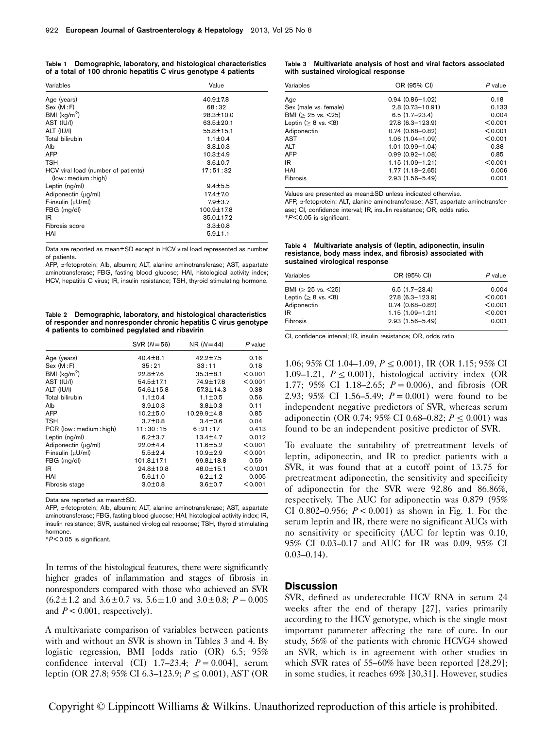**Table 1 Demographic, laboratory, and histological characteristics of a total of 100 chronic hepatitis C virus genotype 4 patients**

| Variables | Value |
|---|---|
| Age (years) | 40.9±7.8 |
| Sex (M : F) | 68 : 32 |
| BMI (kg/m$^2$) | 28.3±10.0 |
| AST (IU/l) | 63.5±20.1 |
| ALT (IU/l) | 55.8±15.1 |
| Total bilirubin | 1.1±0.4 |
| Alb | 3.8±0.3 |
| AFP | 10.3±4.9 |
| TSH | 3.6±0.7 |
| HCV viral load (number of patients) (low : medium : high) | 17 : 51 : 32 |
| Leptin (ng/ml) | 9.4±5.5 |
| Adiponectin (μg/ml) | 17.4±7.0 |
| F-insulin (μU/ml) | 7.9±3.7 |
| FBG (mg/dl) | 100.9±17.8 |
| IR | 35.0±17.2 |
| Fibrosis score | 3.3±0.8 |
| HAI | 5.9±1.1 |

Data are reported as mean±SD except in HCV viral load represented as number of patients.

AFP, α-fetoprotein; Alb, albumin; ALT, alanine aminotransferase; AST, aspartate aminotransferase; FBG, fasting blood glucose; HAI, histological activity index; HCV, hepatitis C virus; IR, insulin resistance; TSH, thyroid stimulating hormone.

**Table 2 Demographic, laboratory, and histological characteristics of responder and nonresponder chronic hepatitis C virus genotype 4 patients to combined pegylated and ribavirin**

| | SVR (N=56) | NR (N=44) | P value |
|---|---|---|---|
| Age (years) | 40.4±8.1 | 42.2±7.5 | 0.16 |
| Sex (M : F) | 35 : 21 | 33 : 11 | 0.18 |
| BMI (kg/m$^2$) | 22.8±7.6 | 35.3±8.1 | <0.001 |
| AST (IU/l) | 54.5±17.1 | 74.9±17.8 | <0.001 |
| ALT (IU/l) | 54.6±15.8 | 57.3±14.3 | 0.38 |
| Total bilirubin | 1.1±0.4 | 1.1±0.5 | 0.56 |
| Alb | 3.9±0.3 | 3.8±0.3 | 0.11 |
| AFP | 10.2±5.0 | 10.29.9±4.8 | 0.85 |
| TSH | 3.7±0.8 | 3.4±0.6 | 0.04 |
| PCR (low : medium : high) | 11 : 30 : 15 | 6 : 21 : 17 | 0.413 |
| Leptin (ng/ml) | 6.2±3.7 | 13.4±4.7 | 0.012 |
| Adiponectin (μg/ml) | 22.0±4.4 | 11.6±5.2 | <0.001 |
| F-insulin (μU/ml) | 5.5±2.4 | 10.9±2.9 | <0.001 |
| FBG (mg/dl) | 101.8±17.1 | 99.8±18.8 | 0.59 |
| IR | 24.8±10.8 | 48.0±15.1 | <0.\001 |
| HAI | 5.6±1.0 | 6.2±1.2 | 0.005 |
| Fibrosis stage | 3.0±0.8 | 3.6±0.7 | <0.001 |

Data are reported as mean±SD.

AFP, α-fetoprotein; Alb, albumin; ALT, alanine aminotransferase; AST, aspartate aminotransferase; FBG, fasting blood glucose; HAI, histological activity index; IR, insulin resistance; SVR, sustained virological response; TSH, thyroid stimulating hormone.

*$P<0.05$ is significant.

In terms of the histological features, there were significantly higher grades of inflammation and stages of fibrosis in nonresponders compared with those who achieved an SVR (6.2±1.2 and 3.6±0.7 vs. 5.6±1.0 and 3.0±0.8; $P=0.005$ and $P<0.001$, respectively).

A multivariate comparison of variables between patients with and without an SVR is shown in Tables 3 and 4. By logistic regression, BMI [odds ratio (OR) 6.5; 95% confidence interval (CI) 1.7–23.4; $P=0.004$], serum leptin (OR 27.8; 95% CI 6.3–123.9; $P\leq 0.001$), AST (OR 1.06; 95% CI 1.04–1.09, $P\leq 0.001$), IR (OR 1.15; 95% CI 1.09–1.21, $P\leq 0.001$), histological activity index (OR 1.77; 95% CI 1.18–2.65; $P=0.006$), and fibrosis (OR 2.93; 95% CI 1.56–5.49; $P=0.001$) were found to be independent negative predictors of SVR, whereas serum adiponectin (OR 0.74; 95% CI 0.68–0.82; $P\leq 0.001$) was found to be an independent positive predictor of SVR.

To evaluate the suitability of pretreatment levels of leptin, adiponectin, and IR to predict patients with a SVR, it was found that at a cutoff point of 13.75 for pretreatment adiponectin, the sensitivity and specificity of adiponectin for the SVR were 92.86 and 86.86%, respectively. The AUC for adiponectin was 0.879 (95% CI 0.802–0.956; $P<0.001$) as shown in Fig. 1. For the serum leptin and IR, there were no significant AUCs with no sensitivity or specificity (AUC for leptin was 0.10, 95% CI 0.03–0.17 and AUC for IR was 0.09, 95% CI 0.03–0.14).

**Table 3 Multivariate analysis of host and viral factors associated with sustained virological response**

| Variables | OR (95% CI) | P value |
|---|---|---|
| Age | 0.94 (0.86–1.02) | 0.18 |
| Sex (male vs. female) | 2.8 (0.73–10.91) | 0.133 |
| BMI (≥ 25 vs. <25) | 6.5 (1.7–23.4) | 0.004 |
| Leptin (≥ 8 vs. <8) | 27.8 (6.3–123.9) | <0.001 |
| Adiponectin | 0.74 (0.68–0.82) | <0.001 |
| AST | 1.06 (1.04–1.09) | <0.001 |
| ALT | 1.01 (0.99–1.04) | 0.38 |
| AFP | 0.99 (0.92–1.08) | 0.85 |
| IR | 1.15 (1.09–1.21) | <0.001 |
| HAI | 1.77 (1.18–2.65) | 0.006 |
| Fibrosis | 2.93 (1.56–5.49) | 0.001 |

Values are presented as mean±SD unless indicated otherwise.

AFP, α-fetoprotein; ALT, alanine aminotransferase; AST, aspartate aminotransferase; CI, confidence interval; IR, insulin resistance; OR, odds ratio.

*$P<0.05$ is significant.

**Table 4 Multivariate analysis of (leptin, adiponectin, insulin resistance, body mass index, and fibrosis) associated with sustained virological response**

| Variables | OR (95% CI) | P value |
|---|---|---|
| BMI (≥ 25 vs. <25) | 6.5 (1.7–23.4) | 0.004 |
| Leptin (≥ 8 vs. <8) | 27.8 (6.3–123.9) | <0.001 |
| Adiponectin | 0.74 (0.68–0.82) | <0.001 |
| IR | 1.15 (1.09–1.21) | <0.001 |
| Fibrosis | 2.93 (1.56–5.49) | 0.001 |

CI, confidence interval; IR, insulin resistance; OR, odds ratio

## Discussion

SVR, defined as undetectable HCV RNA in serum 24 weeks after the end of therapy [27], varies primarily according to the HCV genotype, which is the single most important parameter affecting the rate of cure. In our study, 56% of the patients with chronic HCVG4 showed an SVR, which is in agreement with other studies in which SVR rates of 55–60% have been reported [28,29]; in some studies, it reaches 69% [30,31]. However, studies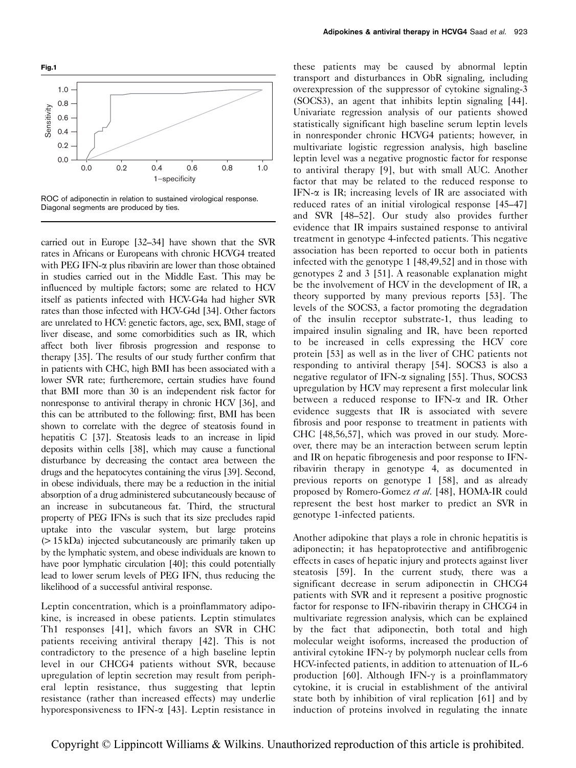**Fig.1**

ROC of adiponectin in relation to sustained virological response. Diagonal segments are produced by ties.

carried out in Europe [32–34] have shown that the SVR rates in Africans or Europeans with chronic HCVG4 treated with PEG IFN-α plus ribavirin are lower than those obtained in studies carried out in the Middle East. This may be influenced by multiple factors; some are related to HCV itself as patients infected with HCV-G4a had higher SVR rates than those infected with HCV-G4d [34]. Other factors are unrelated to HCV: genetic factors, age, sex, BMI, stage of liver disease, and some comorbidities such as IR, which affect both liver fibrosis progression and response to therapy [35]. The results of our study further confirm that in patients with CHC, high BMI has been associated with a lower SVR rate; furtheremore, certain studies have found that BMI more than 30 is an independent risk factor for nonresponse to antiviral therapy in chronic HCV [36], and this can be attributed to the following: first, BMI has been shown to correlate with the degree of steatosis found in hepatitis C [37]. Steatosis leads to an increase in lipid deposits within cells [38], which may cause a functional disturbance by decreasing the contact area between the drugs and the hepatocytes containing the virus [39]. Second, in obese individuals, there may be a reduction in the initial absorption of a drug administered subcutaneously because of an increase in subcutaneous fat. Third, the structural property of PEG IFNs is such that its size precludes rapid uptake into the vascular system, but large proteins (> 15 kDa) injected subcutaneously are primarily taken up by the lymphatic system, and obese individuals are known to have poor lymphatic circulation [40]; this could potentially lead to lower serum levels of PEG IFN, thus reducing the likelihood of a successful antiviral response.

Leptin concentration, which is a proinflammatory adipokine, is increased in obese patients. Leptin stimulates Th1 responses [41], which favors an SVR in CHC patients receiving antiviral therapy [42]. This is not contradictory to the presence of a high baseline leptin level in our CHCG4 patients without SVR, because upregulation of leptin secretion may result from peripheral leptin resistance, thus suggesting that leptin resistance (rather than increased effects) may underlie hyporesponsiveness to IFN-α [43]. Leptin resistance in these patients may be caused by abnormal leptin transport and disturbances in ObR signaling, including overexpression of the suppressor of cytokine signaling-3 (SOCS3), an agent that inhibits leptin signaling [44]. Univariate regression analysis of our patients showed statistically significant high baseline serum leptin levels in nonresponder chronic HCVG4 patients; however, in multivariate logistic regression analysis, high baseline leptin level was a negative prognostic factor for response to antiviral therapy [9], but with small AUC. Another factor that may be related to the reduced response to IFN-α is IR; increasing levels of IR are associated with reduced rates of an initial virological response [45–47] and SVR [48–52]. Our study also provides further evidence that IR impairs sustained response to antiviral treatment in genotype 4-infected patients. This negative association has been reported to occur both in patients infected with the genotype 1 [48,49,52] and in those with genotypes 2 and 3 [51]. A reasonable explanation might be the involvement of HCV in the development of IR, a theory supported by many previous reports [53]. The levels of the SOCS3, a factor promoting the degradation of the insulin receptor substrate-1, thus leading to impaired insulin signaling and IR, have been reported to be increased in cells expressing the HCV core protein [53] as well as in the liver of CHC patients not responding to antiviral therapy [54]. SOCS3 is also a negative regulator of IFN-α signaling [55]. Thus, SOCS3 upregulation by HCV may represent a first molecular link between a reduced response to IFN-α and IR. Other evidence suggests that IR is associated with severe fibrosis and poor response to treatment in patients with CHC [48,56,57], which was proved in our study. Moreover, there may be an interaction between serum leptin and IR on hepatic fibrogenesis and poor response to IFN-ribavirin therapy in genotype 4, as documented in previous reports on genotype 1 [58], and as already proposed by Romero-Gomez *et al.* [48], HOMA-IR could represent the best host marker to predict an SVR in genotype 1-infected patients.

Another adipokine that plays a role in chronic hepatitis is adiponectin; it has hepatoprotective and antifibrogenic effects in cases of hepatic injury and protects against liver steatosis [59]. In the current study, there was a significant decrease in serum adiponectin in CHCG4 patients with SVR and it represent a positive prognostic factor for response to IFN-ribavirin therapy in CHCG4 in multivariate regression analysis, which can be explained by the fact that adiponectin, both total and high molecular weight isoforms, increased the production of antiviral cytokine IFN-γ by polymorph nuclear cells from HCV-infected patients, in addition to attenuation of IL-6 production [60]. Although IFN-γ is a proinflammatory cytokine, it is crucial in establishment of the antiviral state both by inhibition of viral replication [61] and by induction of proteins involved in regulating the innate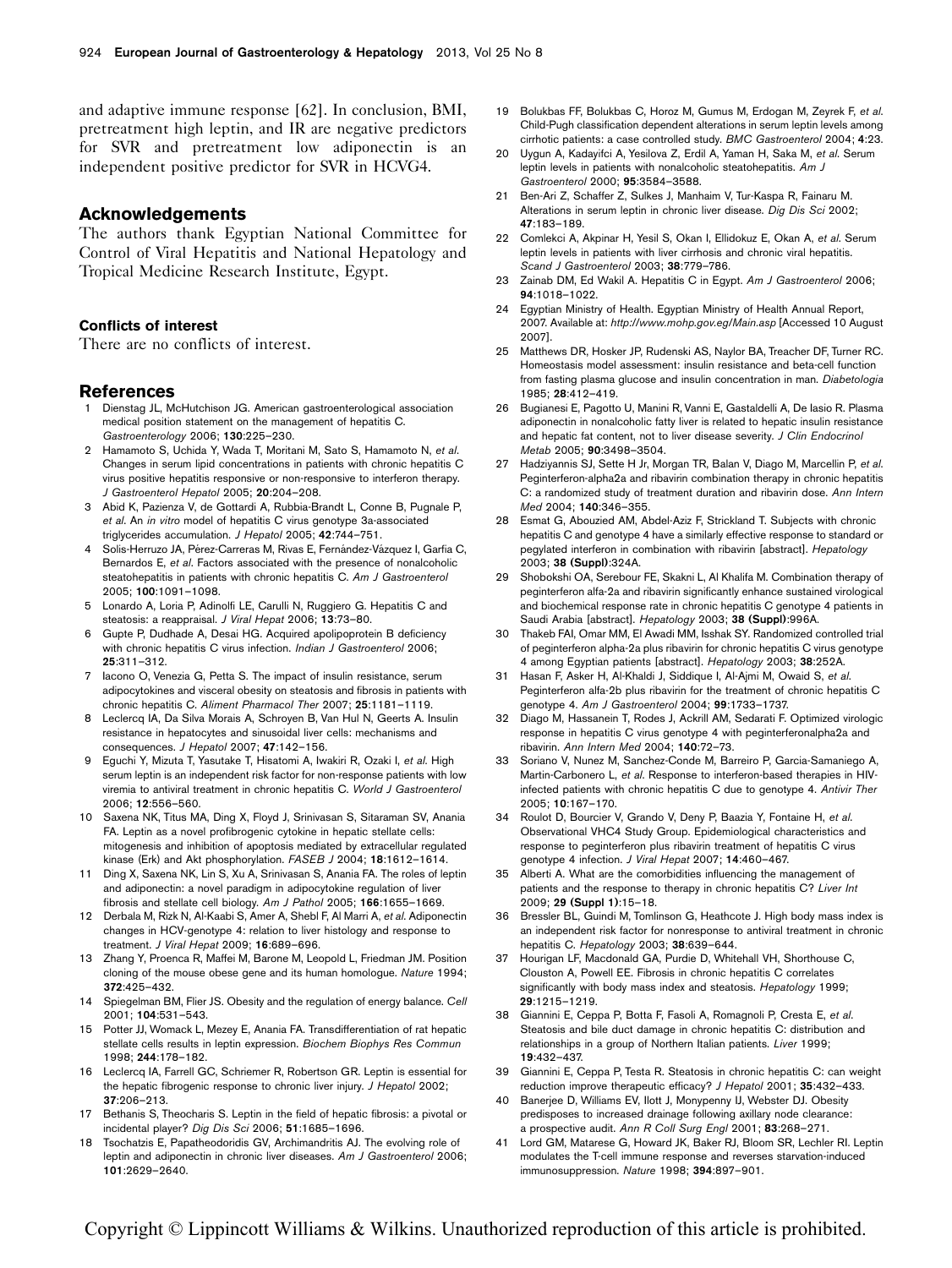and adaptive immune response [62]. In conclusion, BMI, pretreatment high leptin, and IR are negative predictors for SVR and pretreatment low adiponectin is an independent positive predictor for SVR in HCVG4.

## Acknowledgements

The authors thank Egyptian National Committee for Control of Viral Hepatitis and National Hepatology and Tropical Medicine Research Institute, Egypt.

### Conflicts of interest

There are no conflicts of interest.

## References

1. Dienstag JL, McHutchison JG. American gastroenterological association medical position statement on the management of hepatitis C. *Gastroenterology* 2006; **130**:225–230.
2. Hamamoto S, Uchida Y, Wada T, Moritani M, Sato S, Hamamoto N, *et al*. Changes in serum lipid concentrations in patients with chronic hepatitis C virus positive hepatitis responsive or non-responsive to interferon therapy. *J Gastroenterol Hepatol* 2005; **20**:204–208.
3. Abid K, Pazienza V, de Gottardi A, Rubbia-Brandt L, Conne B, Pugnale P, *et al*. An *in vitro* model of hepatitis C virus genotype 3a-associated triglycerides accumulation. *J Hepatol* 2005; **42**:744–751.
4. Solis-Herruzo JA, Pérez-Carreras M, Rivas E, Fernández-Vázquez I, Garfia C, Bernardos E, *et al*. Factors associated with the presence of nonalcoholic steatohepatitis in patients with chronic hepatitis C. *Am J Gastroenterol* 2005; **100**:1091–1098.
5. Lonardo A, Loria P, Adinolfi LE, Carulli N, Ruggiero G. Hepatitis C and steatosis: a reappraisal. *J Viral Hepat* 2006; **13**:73–80.
6. Gupte P, Dudhade A, Desai HG. Acquired apolipoprotein B deficiency with chronic hepatitis C virus infection. *Indian J Gastroenterol* 2006; **25**:311–312.
7. Iacono O, Venezia G, Petta S. The impact of insulin resistance, serum adipocytokines and visceral obesity on steatosis and fibrosis in patients with chronic hepatitis C. *Aliment Pharmacol Ther* 2007; **25**:1181–1119.
8. Leclercq IA, Da Silva Morais A, Schroyen B, Van Hul N, Geerts A. Insulin resistance in hepatocytes and sinusoidal liver cells: mechanisms and consequences. *J Hepatol* 2007; **47**:142–156.
9. Eguchi Y, Mizuta T, Yasutake T, Hisatomi A, Iwakiri R, Ozaki I, *et al*. High serum leptin is an independent risk factor for non-response patients with low viremia to antiviral treatment in chronic hepatitis C. *World J Gastroenterol* 2006; **12**:556–560.
10. Saxena NK, Titus MA, Ding X, Floyd J, Srinivasan S, Sitaraman SV, Anania FA. Leptin as a novel profibrogenic cytokine in hepatic stellate cells: mitogenesis and inhibition of apoptosis mediated by extracellular regulated kinase (Erk) and Akt phosphorylation. *FASEB J* 2004; **18**:1612–1614.
11. Ding X, Saxena NK, Lin S, Xu A, Srinivasan S, Anania FA. The roles of leptin and adiponectin: a novel paradigm in adipocytokine regulation of liver fibrosis and stellate cell biology. *Am J Pathol* 2005; **166**:1655–1669.
12. Derbala M, Rizk N, Al-Kaabi S, Amer A, Shebl F, Al Marri A, *et al*. Adiponectin changes in HCV-genotype 4: relation to liver histology and response to treatment. *J Viral Hepat* 2009; **16**:689–696.
13. Zhang Y, Proenca R, Maffei M, Barone M, Leopold L, Friedman JM. Position cloning of the mouse obese gene and its human homologue. *Nature* 1994; **372**:425–432.
14. Spiegelman BM, Flier JS. Obesity and the regulation of energy balance. *Cell* 2001; **104**:531–543.
15. Potter JJ, Womack L, Mezey E, Anania FA. Transdifferentiation of rat hepatic stellate cells results in leptin expression. *Biochem Biophys Res Commun* 1998; **244**:178–182.
16. Leclercq IA, Farrell GC, Schriemer R, Robertson GR. Leptin is essential for the hepatic fibrogenic response to chronic liver injury. *J Hepatol* 2002; **37**:206–213.
17. Bethanis S, Theocharis S. Leptin in the field of hepatic fibrosis: a pivotal or incidental player? *Dig Dis Sci* 2006; **51**:1685–1696.
18. Tsochatzis E, Papatheodoridis GV, Archimandritis AJ. The evolving role of leptin and adiponectin in chronic liver diseases. *Am J Gastroenterol* 2006; **101**:2629–2640.
19. Bolukbas FF, Bolukbas C, Horoz M, Gumus M, Erdogan M, Zeyrek F, *et al*. Child-Pugh classification dependent alterations in serum leptin levels among cirrhotic patients: a case controlled study. *BMC Gastroenterol* 2004; **4**:23.
20. Uygun A, Kadayifci A, Yesilova Z, Erdil A, Yaman H, Saka M, *et al*. Serum leptin levels in patients with nonalcoholic steatohepatitis. *Am J Gastroenterol* 2000; **95**:3584–3588.
21. Ben-Ari Z, Schaffer Z, Sulkes J, Manhaim V, Tur-Kaspa R, Fainaru M. Alterations in serum leptin in chronic liver disease. *Dig Dis Sci* 2002; **47**:183–189.
22. Comlekci A, Akpinar H, Yesil S, Okan I, Ellidokuz E, Okan A, *et al*. Serum leptin levels in patients with liver cirrhosis and chronic viral hepatitis. *Scand J Gastroenterol* 2003; **38**:779–786.
23. Zainab DM, Ed Wakil A. Hepatitis C in Egypt. *Am J Gastroenterol* 2006; **94**:1018–1022.
24. Egyptian Ministry of Health. Egyptian Ministry of Health Annual Report, 2007. Available at: *http://www.mohp.gov.eg/Main.asp* [Accessed 10 August 2007].
25. Matthews DR, Hosker JP, Rudenski AS, Naylor BA, Treacher DF, Turner RC. Homeostasis model assessment: insulin resistance and beta-cell function from fasting plasma glucose and insulin concentration in man. *Diabetologia* 1985; **28**:412–419.
26. Bugianesi E, Pagotto U, Manini R, Vanni E, Gastaldelli A, De Iasio R. Plasma adiponectin in nonalcoholic fatty liver is related to hepatic insulin resistance and hepatic fat content, not to liver disease severity. *J Clin Endocrinol Metab* 2005; **90**:3498–3504.
27. Hadziyannis SJ, Sette H Jr, Morgan TR, Balan V, Diago M, Marcellin P, *et al*. Peginterferon-alpha2a and ribavirin combination therapy in chronic hepatitis C: a randomized study of treatment duration and ribavirin dose. *Ann Intern Med* 2004; **140**:346–355.
28. Esmat G, Abouzied AM, Abdel-Aziz F, Strickland T. Subjects with chronic hepatitis C and genotype 4 have a similarly effective response to standard or pegylated interferon in combination with ribavirin [abstract]. *Hepatology* 2003; **38 (Suppl)**:324A.
29. Shobokshi OA, Serebour FE, Skakni L, Al Khalifa M. Combination therapy of peginterferon alfa-2a and ribavirin significantly enhance sustained virological and biochemical response rate in chronic hepatitis C genotype 4 patients in Saudi Arabia [abstract]. *Hepatology* 2003; **38 (Suppl)**:996A.
30. Thakeb FAI, Omar MM, El Awadi MM, Isshak SY. Randomized controlled trial of peginterferon alpha-2a plus ribavirin for chronic hepatitis C virus genotype 4 among Egyptian patients [abstract]. *Hepatology* 2003; **38**:252A.
31. Hasan F, Asker H, Al-Khaldi J, Siddique I, Al-Ajmi M, Owaid S, *et al*. Peginterferon alfa-2b plus ribavirin for the treatment of chronic hepatitis C genotype 4. *Am J Gastroenterol* 2004; **99**:1733–1737.
32. Diago M, Hassanein T, Rodes J, Ackrill AM, Sedarati F. Optimized virologic response in hepatitis C virus genotype 4 with peginterferonalpha2a and ribavirin. *Ann Intern Med* 2004; **140**:72–73.
33. Soriano V, Nunez M, Sanchez-Conde M, Barreiro P, Garcia-Samaniego A, Martin-Carbonero L, *et al*. Response to interferon-based therapies in HIV-infected patients with chronic hepatitis C due to genotype 4. *Antivir Ther* 2005; **10**:167–170.
34. Roulot D, Bourcier V, Grando V, Deny P, Baazia Y, Fontaine H, *et al*. Observational VHC4 Study Group. Epidemiological characteristics and response to peginterferon plus ribavirin treatment of hepatitis C virus genotype 4 infection. *J Viral Hepat* 2007; **14**:460–467.
35. Alberti A. What are the comorbidities influencing the management of patients and the response to therapy in chronic hepatitis C? *Liver Int* 2009; **29 (Suppl 1)**:15–18.
36. Bressler BL, Guindi M, Tomlinson G, Heathcote J. High body mass index is an independent risk factor for nonresponse to antiviral treatment in chronic hepatitis C. *Hepatology* 2003; **38**:639–644.
37. Hourigan LF, Macdonald GA, Purdie D, Whitehall VH, Shorthouse C, Clouston A, Powell EE. Fibrosis in chronic hepatitis C correlates significantly with body mass index and steatosis. *Hepatology* 1999; **29**:1215–1219.
38. Giannini E, Ceppa P, Botta F, Fasoli A, Romagnoli P, Cresta E, *et al*. Steatosis and bile duct damage in chronic hepatitis C: distribution and relationships in a group of Northern Italian patients. *Liver* 1999; **19**:432–437.
39. Giannini E, Ceppa P, Testa R. Steatosis in chronic hepatitis C: can weight reduction improve therapeutic efficacy? *J Hepatol* 2001; **35**:432–433.
40. Banerjee D, Williams EV, Ilott J, Monypenny IJ, Webster DJ. Obesity predisposes to increased drainage following axillary node clearance: a prospective audit. *Ann R Coll Surg Engl* 2001; **83**:268–271.
41. Lord GM, Matarese G, Howard JK, Baker RJ, Bloom SR, Lechler RI. Leptin modulates the T-cell immune response and reverses starvation-induced immunosuppression. *Nature* 1998; **394**:897–901.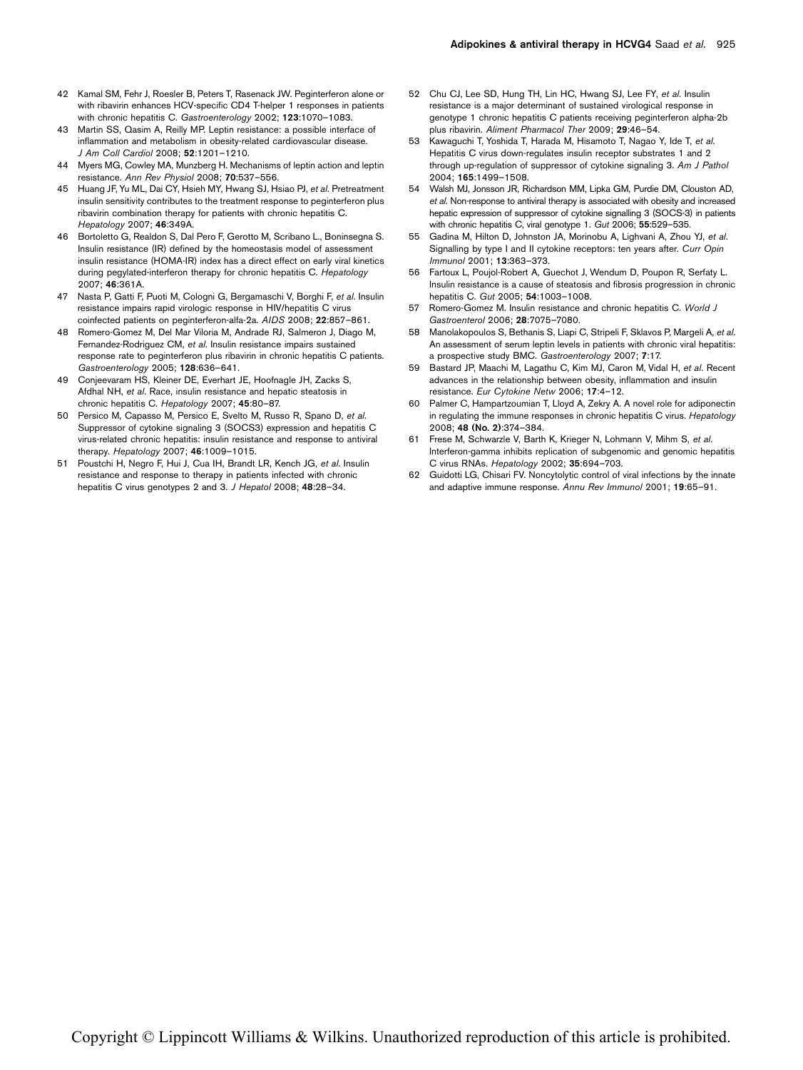42 Kamal SM, Fehr J, Roesler B, Peters T, Rasenack JW. Peginterferon alone or with ribavirin enhances HCV-specific CD4 T-helper 1 responses in patients with chronic hepatitis C. *Gastroenterology* 2002; **123**:1070–1083.

43 Martin SS, Qasim A, Reilly MP. Leptin resistance: a possible interface of inflammation and metabolism in obesity-related cardiovascular disease. *J Am Coll Cardiol* 2008; **52**:1201–1210.

44 Myers MG, Cowley MA, Munzberg H. Mechanisms of leptin action and leptin resistance. *Ann Rev Physiol* 2008; **70**:537–556.

45 Huang JF, Yu ML, Dai CY, Hsieh MY, Hwang SJ, Hsiao PJ, *et al*. Pretreatment insulin sensitivity contributes to the treatment response to peginterferon plus ribavirin combination therapy for patients with chronic hepatitis C. *Hepatology* 2007; **46**:349A.

46 Bortoletto G, Realdon S, Dal Pero F, Gerotto M, Scribano L., Boninsegna S. Insulin resistance (IR) defined by the homeostasis model of assessment insulin resistance (HOMA-IR) index has a direct effect on early viral kinetics during pegylated-interferon therapy for chronic hepatitis C. *Hepatology* 2007; **46**:361A.

47 Nasta P, Gatti F, Puoti M, Cologni G, Bergamaschi V, Borghi F, *et al*. Insulin resistance impairs rapid virologic response in HIV/hepatitis C virus coinfected patients on peginterferon-alfa-2a. *AIDS* 2008; **22**:857–861.

48 Romero-Gomez M, Del Mar Viloria M, Andrade RJ, Salmeron J, Diago M, Fernandez-Rodriguez CM, *et al*. Insulin resistance impairs sustained response rate to peginterferon plus ribavirin in chronic hepatitis C patients. *Gastroenterology* 2005; **128**:636–641.

49 Conjeevaram HS, Kleiner DE, Everhart JE, Hoofnagle JH, Zacks S, Afdhal NH, *et al*. Race, insulin resistance and hepatic steatosis in chronic hepatitis C. *Hepatology* 2007; **45**:80–87.

50 Persico M, Capasso M, Persico E, Svelto M, Russo R, Spano D, *et al*. Suppressor of cytokine signaling 3 (SOCS3) expression and hepatitis C virus-related chronic hepatitis: insulin resistance and response to antiviral therapy. *Hepatology* 2007; **46**:1009–1015.

51 Poustchi H, Negro F, Hui J, Cua IH, Brandt LR, Kench JG, *et al*. Insulin resistance and response to therapy in patients infected with chronic hepatitis C virus genotypes 2 and 3. *J Hepatol* 2008; **48**:28–34.

52 Chu CJ, Lee SD, Hung TH, Lin HC, Hwang SJ, Lee FY, *et al*. Insulin resistance is a major determinant of sustained virological response in genotype 1 chronic hepatitis C patients receiving peginterferon alpha-2b plus ribavirin. *Aliment Pharmacol Ther* 2009; **29**:46–54.

53 Kawaguchi T, Yoshida T, Harada M, Hisamoto T, Nagao Y, Ide T, *et al*. Hepatitis C virus down-regulates insulin receptor substrates 1 and 2 through up-regulation of suppressor of cytokine signaling 3. *Am J Pathol* 2004; **165**:1499–1508.

54 Walsh MJ, Jonsson JR, Richardson MM, Lipka GM, Purdie DM, Clouston AD, *et al*. Non-response to antiviral therapy is associated with obesity and increased hepatic expression of suppressor of cytokine signalling 3 (SOCS-3) in patients with chronic hepatitis C, viral genotype 1. *Gut* 2006; **55**:529–535.

55 Gadina M, Hilton D, Johnston JA, Morinobu A, Lighvani A, Zhou YJ, *et al*. Signalling by type I and II cytokine receptors: ten years after. *Curr Opin Immunol* 2001; **13**:363–373.

56 Fartoux L, Poujol-Robert A, Guechot J, Wendum D, Poupon R, Serfaty L. Insulin resistance is a cause of steatosis and fibrosis progression in chronic hepatitis C. *Gut* 2005; **54**:1003–1008.

57 Romero-Gomez M. Insulin resistance and chronic hepatitis C. *World J Gastroenterol* 2006; **28**:7075–7080.

58 Manolakopoulos S, Bethanis S, Liapi C, Stripeli F, Sklavos P, Margeli A, *et al*. An assessment of serum leptin levels in patients with chronic viral hepatitis: a prospective study BMC. *Gastroenterology* 2007; **7**:17.

59 Bastard JP, Maachi M, Lagathu C, Kim MJ, Caron M, Vidal H, *et al*. Recent advances in the relationship between obesity, inflammation and insulin resistance. *Eur Cytokine Netw* 2006; **17**:4–12.

60 Palmer C, Hampartzoumian T, Lloyd A, Zekry A. A novel role for adiponectin in regulating the immune responses in chronic hepatitis C virus. *Hepatology* 2008; **48 (No. 2)**:374–384.

61 Frese M, Schwarzle V, Barth K, Krieger N, Lohmann V, Mihm S, *et al*. Interferon-gamma inhibits replication of subgenomic and genomic hepatitis C virus RNAs. *Hepatology* 2002; **35**:694–703.

62 Guidotti LG, Chisari FV. Noncytolytic control of viral infections by the innate and adaptive immune response. *Annu Rev Immunol* 2001; **19**:65–91.